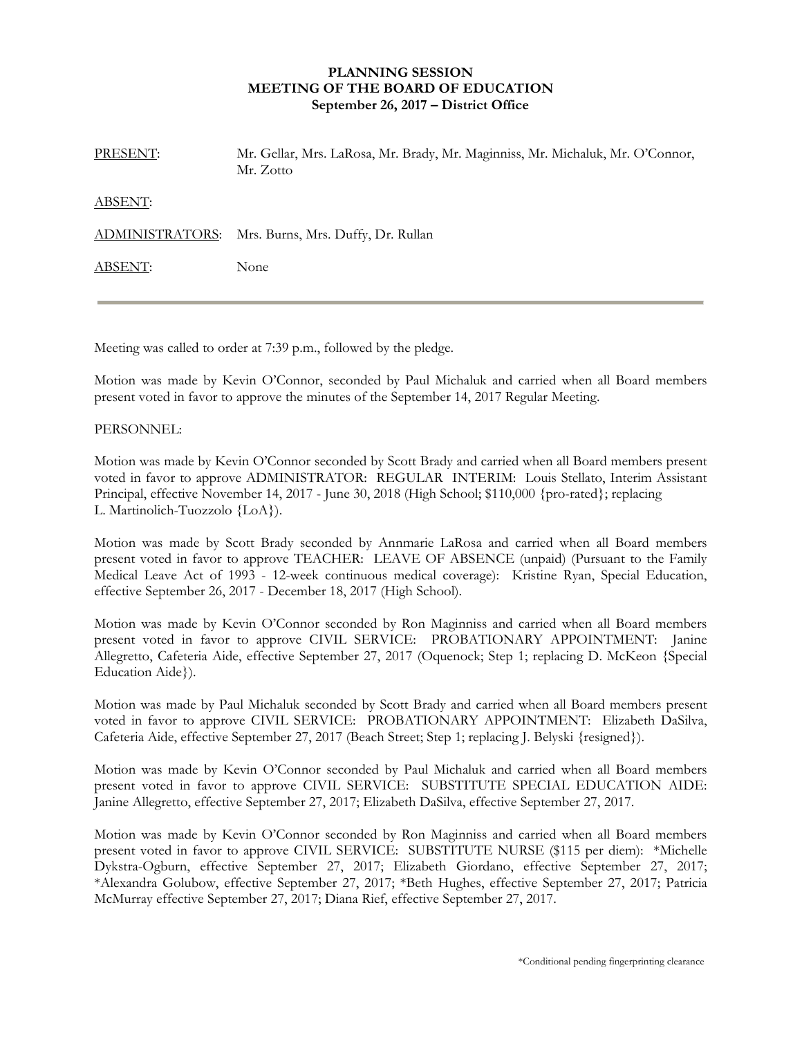**PLANNING SESSION**
**MEETING OF THE BOARD OF EDUCATION**
**September 26, 2017 – District Office**

| | |
|---|---|
| PRESENT: | Mr. Gellar, Mrs. LaRosa, Mr. Brady, Mr. Maginniss, Mr. Michaluk, Mr. O'Connor, Mr. Zotto |
| ABSENT: | |
| ADMINISTRATORS: | Mrs. Burns, Mrs. Duffy, Dr. Rullan |
| ABSENT: | None |

---

Meeting was called to order at 7:39 p.m., followed by the pledge.

Motion was made by Kevin O'Connor, seconded by Paul Michaluk and carried when all Board members present voted in favor to approve the minutes of the September 14, 2017 Regular Meeting.

PERSONNEL:

Motion was made by Kevin O'Connor seconded by Scott Brady and carried when all Board members present voted in favor to approve ADMINISTRATOR: REGULAR INTERIM: Louis Stellato, Interim Assistant Principal, effective November 14, 2017 - June 30, 2018 (High School; $110,000 {pro-rated}; replacing L. Martinolich-Tuozzolo {LoA}).

Motion was made by Scott Brady seconded by Annmarie LaRosa and carried when all Board members present voted in favor to approve TEACHER: LEAVE OF ABSENCE (unpaid) (Pursuant to the Family Medical Leave Act of 1993 - 12-week continuous medical coverage): Kristine Ryan, Special Education, effective September 26, 2017 - December 18, 2017 (High School).

Motion was made by Kevin O'Connor seconded by Ron Maginniss and carried when all Board members present voted in favor to approve CIVIL SERVICE: PROBATIONARY APPOINTMENT: Janine Allegretto, Cafeteria Aide, effective September 27, 2017 (Oquenock; Step 1; replacing D. McKeon {Special Education Aide}).

Motion was made by Paul Michaluk seconded by Scott Brady and carried when all Board members present voted in favor to approve CIVIL SERVICE: PROBATIONARY APPOINTMENT: Elizabeth DaSilva, Cafeteria Aide, effective September 27, 2017 (Beach Street; Step 1; replacing J. Belyski {resigned}).

Motion was made by Kevin O'Connor seconded by Paul Michaluk and carried when all Board members present voted in favor to approve CIVIL SERVICE: SUBSTITUTE SPECIAL EDUCATION AIDE: Janine Allegretto, effective September 27, 2017; Elizabeth DaSilva, effective September 27, 2017.

Motion was made by Kevin O'Connor seconded by Ron Maginniss and carried when all Board members present voted in favor to approve CIVIL SERVICE: SUBSTITUTE NURSE ($115 per diem): *Michelle Dykstra-Ogburn, effective September 27, 2017; Elizabeth Giordano, effective September 27, 2017; *Alexandra Golubow, effective September 27, 2017; *Beth Hughes, effective September 27, 2017; Patricia McMurray effective September 27, 2017; Diana Rief, effective September 27, 2017.

*Conditional pending fingerprinting clearance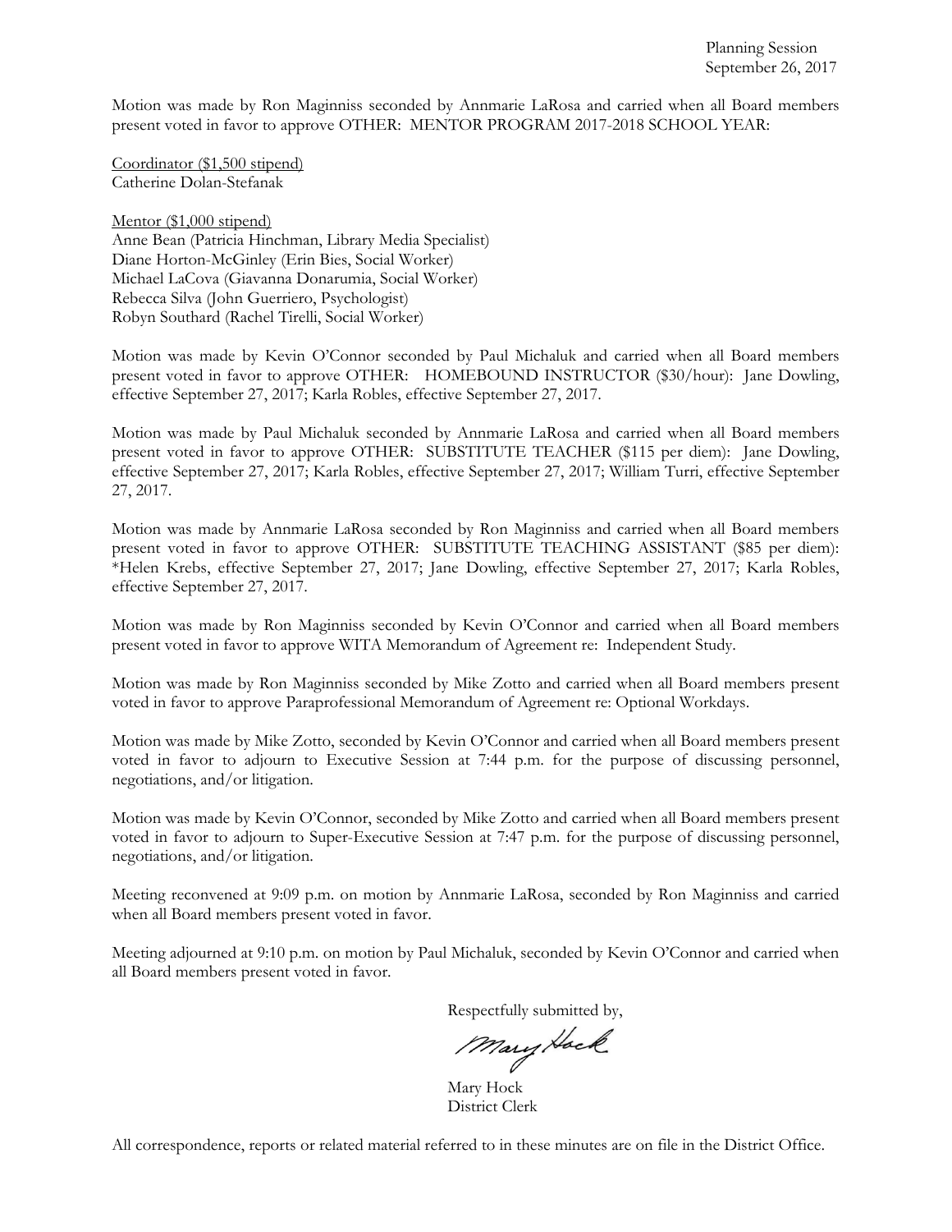Motion was made by Ron Maginniss seconded by Annmarie LaRosa and carried when all Board members present voted in favor to approve OTHER: MENTOR PROGRAM 2017-2018 SCHOOL YEAR:

Coordinator ($1,500 stipend)
Catherine Dolan-Stefanak

Mentor ($1,000 stipend)
Anne Bean (Patricia Hinchman, Library Media Specialist)
Diane Horton-McGinley (Erin Bies, Social Worker)
Michael LaCova (Giavanna Donarumia, Social Worker)
Rebecca Silva (John Guerriero, Psychologist)
Robyn Southard (Rachel Tirelli, Social Worker)

Motion was made by Kevin O'Connor seconded by Paul Michaluk and carried when all Board members present voted in favor to approve OTHER: HOMEBOUND INSTRUCTOR ($30/hour): Jane Dowling, effective September 27, 2017; Karla Robles, effective September 27, 2017.

Motion was made by Paul Michaluk seconded by Annmarie LaRosa and carried when all Board members present voted in favor to approve OTHER: SUBSTITUTE TEACHER ($115 per diem): Jane Dowling, effective September 27, 2017; Karla Robles, effective September 27, 2017; William Turri, effective September 27, 2017.

Motion was made by Annmarie LaRosa seconded by Ron Maginniss and carried when all Board members present voted in favor to approve OTHER: SUBSTITUTE TEACHING ASSISTANT ($85 per diem): *Helen Krebs, effective September 27, 2017; Jane Dowling, effective September 27, 2017; Karla Robles, effective September 27, 2017.

Motion was made by Ron Maginniss seconded by Kevin O'Connor and carried when all Board members present voted in favor to approve WITA Memorandum of Agreement re: Independent Study.

Motion was made by Ron Maginniss seconded by Mike Zotto and carried when all Board members present voted in favor to approve Paraprofessional Memorandum of Agreement re: Optional Workdays.

Motion was made by Mike Zotto, seconded by Kevin O'Connor and carried when all Board members present voted in favor to adjourn to Executive Session at 7:44 p.m. for the purpose of discussing personnel, negotiations, and/or litigation.

Motion was made by Kevin O'Connor, seconded by Mike Zotto and carried when all Board members present voted in favor to adjourn to Super-Executive Session at 7:47 p.m. for the purpose of discussing personnel, negotiations, and/or litigation.

Meeting reconvened at 9:09 p.m. on motion by Annmarie LaRosa, seconded by Ron Maginniss and carried when all Board members present voted in favor.

Meeting adjourned at 9:10 p.m. on motion by Paul Michaluk, seconded by Kevin O'Connor and carried when all Board members present voted in favor.

Respectfully submitted by,

Mary Hock

Mary Hock
District Clerk

All correspondence, reports or related material referred to in these minutes are on file in the District Office.